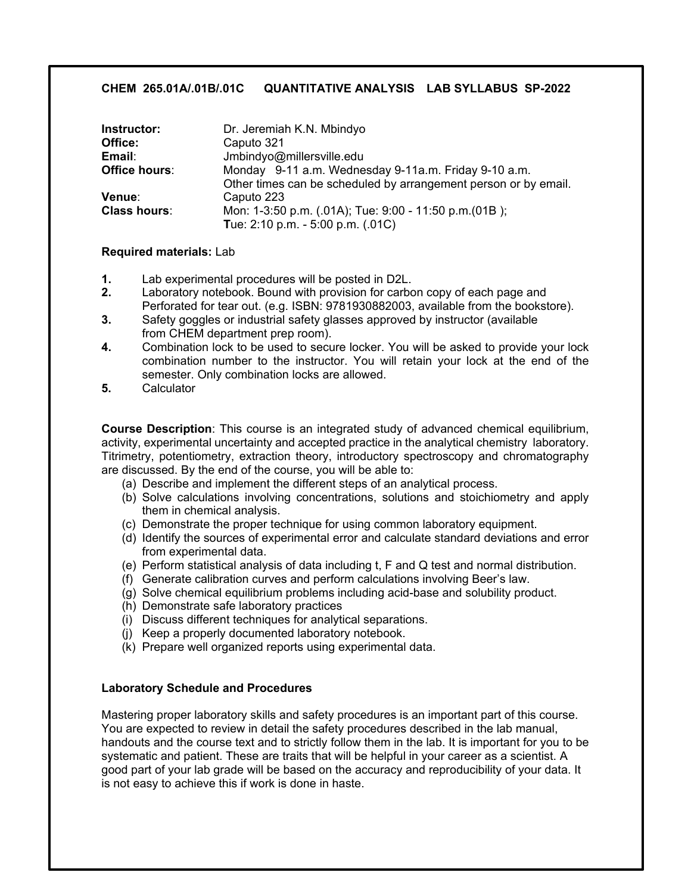# CHEM 265.01A/.01B/.01C QUANTITATIVE ANALYSIS LAB SYLLABUS SP-2022

| | |
|---|---|
| **Instructor:** | Dr. Jeremiah K.N. Mbindyo |
| **Office:** | Caputo 321 |
| **Email**: | Jmbindyo@millersville.edu |
| **Office hours**: | Monday 9-11 a.m. Wednesday 9-11a.m. Friday 9-10 a.m. Other times can be scheduled by arrangement person or by email. |
| **Venue**: | Caputo 223 |
| **Class hours**: | Mon: 1-3:50 p.m. (.01A); Tue: 9:00 - 11:50 p.m.(01B ); **T**ue: 2:10 p.m. - 5:00 p.m. (.01C) |

**Required materials:** Lab

**1.** Lab experimental procedures will be posted in D2L.

**2.** Laboratory notebook. Bound with provision for carbon copy of each page and Perforated for tear out. (e.g. ISBN: 9781930882003, available from the bookstore).

**3.** Safety goggles or industrial safety glasses approved by instructor (available from CHEM department prep room).

**4.** Combination lock to be used to secure locker. You will be asked to provide your lock combination number to the instructor. You will retain your lock at the end of the semester. Only combination locks are allowed.

**5.** Calculator

**Course Description**: This course is an integrated study of advanced chemical equilibrium, activity, experimental uncertainty and accepted practice in the analytical chemistry laboratory. Titrimetry, potentiometry, extraction theory, introductory spectroscopy and chromatography are discussed. By the end of the course, you will be able to:

(a) Describe and implement the different steps of an analytical process.
(b) Solve calculations involving concentrations, solutions and stoichiometry and apply them in chemical analysis.
(c) Demonstrate the proper technique for using common laboratory equipment.
(d) Identify the sources of experimental error and calculate standard deviations and error from experimental data.
(e) Perform statistical analysis of data including t, F and Q test and normal distribution.
(f) Generate calibration curves and perform calculations involving Beer's law.
(g) Solve chemical equilibrium problems including acid-base and solubility product.
(h) Demonstrate safe laboratory practices
(i) Discuss different techniques for analytical separations.
(j) Keep a properly documented laboratory notebook.
(k) Prepare well organized reports using experimental data.

## Laboratory Schedule and Procedures

Mastering proper laboratory skills and safety procedures is an important part of this course. You are expected to review in detail the safety procedures described in the lab manual, handouts and the course text and to strictly follow them in the lab. It is important for you to be systematic and patient. These are traits that will be helpful in your career as a scientist. A good part of your lab grade will be based on the accuracy and reproducibility of your data. It is not easy to achieve this if work is done in haste.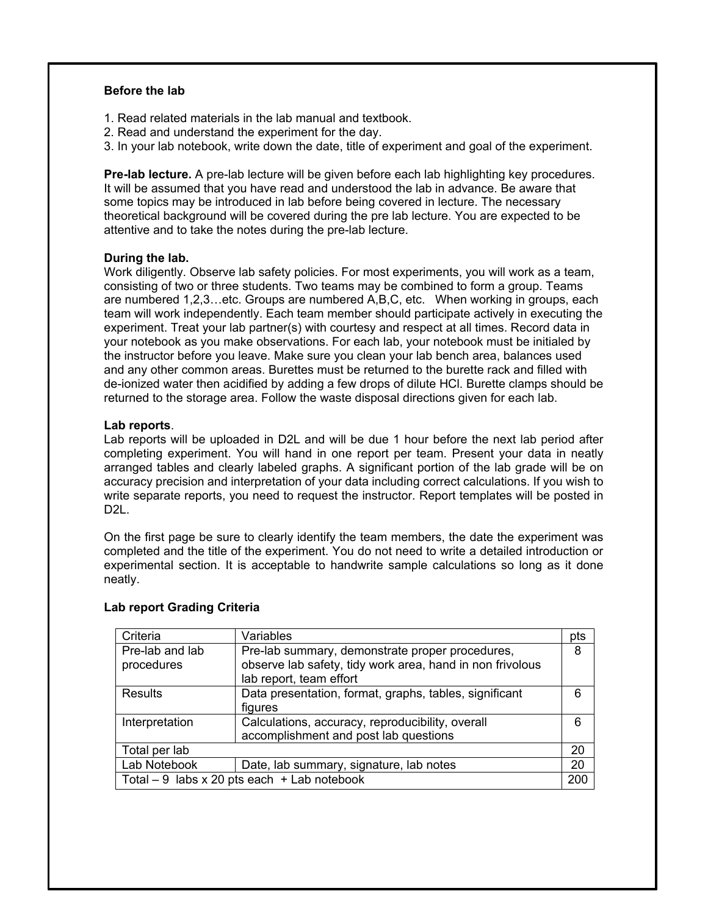**Before the lab**

1. Read related materials in the lab manual and textbook.
2. Read and understand the experiment for the day.
3. In your lab notebook, write down the date, title of experiment and goal of the experiment.

**Pre-lab lecture.** A pre-lab lecture will be given before each lab highlighting key procedures. It will be assumed that you have read and understood the lab in advance. Be aware that some topics may be introduced in lab before being covered in lecture. The necessary theoretical background will be covered during the pre lab lecture. You are expected to be attentive and to take the notes during the pre-lab lecture.

**During the lab.**
Work diligently. Observe lab safety policies. For most experiments, you will work as a team, consisting of two or three students. Two teams may be combined to form a group. Teams are numbered 1,2,3…etc. Groups are numbered A,B,C, etc. When working in groups, each team will work independently. Each team member should participate actively in executing the experiment. Treat your lab partner(s) with courtesy and respect at all times. Record data in your notebook as you make observations. For each lab, your notebook must be initialed by the instructor before you leave. Make sure you clean your lab bench area, balances used and any other common areas. Burettes must be returned to the burette rack and filled with de-ionized water then acidified by adding a few drops of dilute HCl. Burette clamps should be returned to the storage area. Follow the waste disposal directions given for each lab.

**Lab reports**.
Lab reports will be uploaded in D2L and will be due 1 hour before the next lab period after completing experiment. You will hand in one report per team. Present your data in neatly arranged tables and clearly labeled graphs. A significant portion of the lab grade will be on accuracy precision and interpretation of your data including correct calculations. If you wish to write separate reports, you need to request the instructor. Report templates will be posted in D2L.

On the first page be sure to clearly identify the team members, the date the experiment was completed and the title of the experiment. You do not need to write a detailed introduction or experimental section. It is acceptable to handwrite sample calculations so long as it done neatly.

**Lab report Grading Criteria**

| Criteria | Variables | pts |
|---|---|---|
| Pre-lab and lab procedures | Pre-lab summary, demonstrate proper procedures, observe lab safety, tidy work area, hand in non frivolous lab report, team effort | 8 |
| Results | Data presentation, format, graphs, tables, significant figures | 6 |
| Interpretation | Calculations, accuracy, reproducibility, overall accomplishment and post lab questions | 6 |
| Total per lab | | 20 |
| Lab Notebook | Date, lab summary, signature, lab notes | 20 |
| Total – 9 labs x 20 pts each + Lab notebook | | 200 |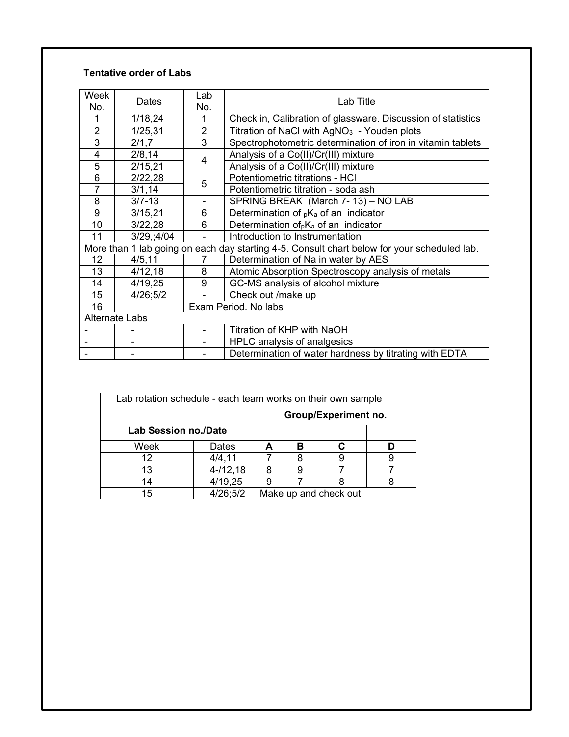**Tentative order of Labs**

| Week No. | Dates | Lab No. | Lab Title |
|---|---|---|---|
| 1 | 1/18,24 | 1 | Check in, Calibration of glassware. Discussion of statistics |
| 2 | 1/25,31 | 2 | Titration of NaCl with $AgNO_3$ - Youden plots |
| 3 | 2/1,7 | 3 | Spectrophotometric determination of iron in vitamin tablets |
| 4 | 2/8,14 | 4 | Analysis of a Co(II)/Cr(III) mixture |
| 5 | 2/15,21 | | Analysis of a Co(II)/Cr(III) mixture |
| 6 | 2/22,28 | 5 | Potentiometric titrations - HCl |
| 7 | 3/1,14 | | Potentiometric titration - soda ash |
| 8 | 3/7-13 | - | SPRING BREAK (March 7- 13) – NO LAB |
| 9 | 3/15,21 | 6 | Determination of $_pK_a$ of an indicator |
| 10 | 3/22,28 | 6 | Determination of$_pK_a$ of an indicator |
| 11 | 3/29,;4/04 | - | Introduction to Instrumentation |
| More than 1 lab going on each day starting 4-5. Consult chart below for your scheduled lab. | | | |
| 12 | 4/5,11 | 7 | Determination of Na in water by AES |
| 13 | 4/12,18 | 8 | Atomic Absorption Spectroscopy analysis of metals |
| 14 | 4/19,25 | 9 | GC-MS analysis of alcohol mixture |
| 15 | 4/26;5/2 | - | Check out /make up |
| 16 | | Exam Period. No labs | |
| Alternate Labs | | | |
| - | - | - | Titration of KHP with NaOH |
| - | - | - | HPLC analysis of analgesics |
| - | - | - | Determination of water hardness by titrating with EDTA |

| Lab rotation schedule - each team works on their own sample | | | | | |
|---|---|---|---|---|---|
| | | **Group/Experiment no.** | | | |
| **Lab Session no./Date** | | | | | |
| Week | Dates | **A** | **B** | **C** | **D** |
| 12 | 4/4,11 | 7 | 8 | 9 | 9 |
| 13 | 4-/12,18 | 8 | 9 | 7 | 7 |
| 14 | 4/19,25 | 9 | 7 | 8 | 8 |
| 15 | 4/26;5/2 | Make up and check out | | | |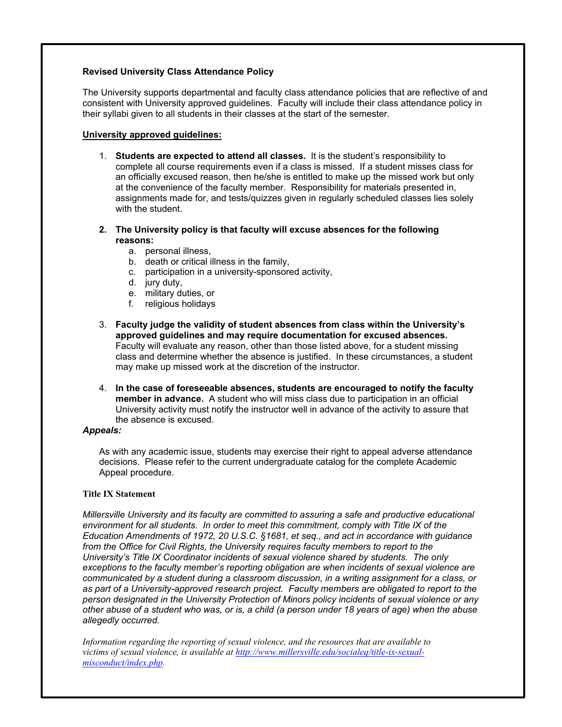**Revised University Class Attendance Policy**

The University supports departmental and faculty class attendance policies that are reflective of and consistent with University approved guidelines. Faculty will include their class attendance policy in their syllabi given to all students in their classes at the start of the semester.

**University approved guidelines:**

1. **Students are expected to attend all classes.** It is the student's responsibility to complete all course requirements even if a class is missed. If a student misses class for an officially excused reason, then he/she is entitled to make up the missed work but only at the convenience of the faculty member. Responsibility for materials presented in, assignments made for, and tests/quizzes given in regularly scheduled classes lies solely with the student.

2. **The University policy is that faculty will excuse absences for the following reasons:**
   a. personal illness,
   b. death or critical illness in the family,
   c. participation in a university-sponsored activity,
   d. jury duty,
   e. military duties, or
   f. religious holidays

3. **Faculty judge the validity of student absences from class within the University's approved guidelines and may require documentation for excused absences.** Faculty will evaluate any reason, other than those listed above, for a student missing class and determine whether the absence is justified. In these circumstances, a student may make up missed work at the discretion of the instructor.

4. **In the case of foreseeable absences, students are encouraged to notify the faculty member in advance.** A student who will miss class due to participation in an official University activity must notify the instructor well in advance of the activity to assure that the absence is excused.

***Appeals:***

As with any academic issue, students may exercise their right to appeal adverse attendance decisions. Please refer to the current undergraduate catalog for the complete Academic Appeal procedure.

**Title IX Statement**

*Millersville University and its faculty are committed to assuring a safe and productive educational environment for all students. In order to meet this commitment, comply with Title IX of the Education Amendments of 1972, 20 U.S.C. §1681, et seq., and act in accordance with guidance from the Office for Civil Rights, the University requires faculty members to report to the University's Title IX Coordinator incidents of sexual violence shared by students. The only exceptions to the faculty member's reporting obligation are when incidents of sexual violence are communicated by a student during a classroom discussion, in a writing assignment for a class, or as part of a University-approved research project. Faculty members are obligated to report to the person designated in the University Protection of Minors policy incidents of sexual violence or any other abuse of a student who was, or is, a child (a person under 18 years of age) when the abuse allegedly occurred.*

*Information regarding the reporting of sexual violence, and the resources that are available to victims of sexual violence, is available at [http://www.millersville.edu/socialeq/title-ix-sexual-misconduct/index.php](http://www.millersville.edu/socialeq/title-ix-sexual-misconduct/index.php).*